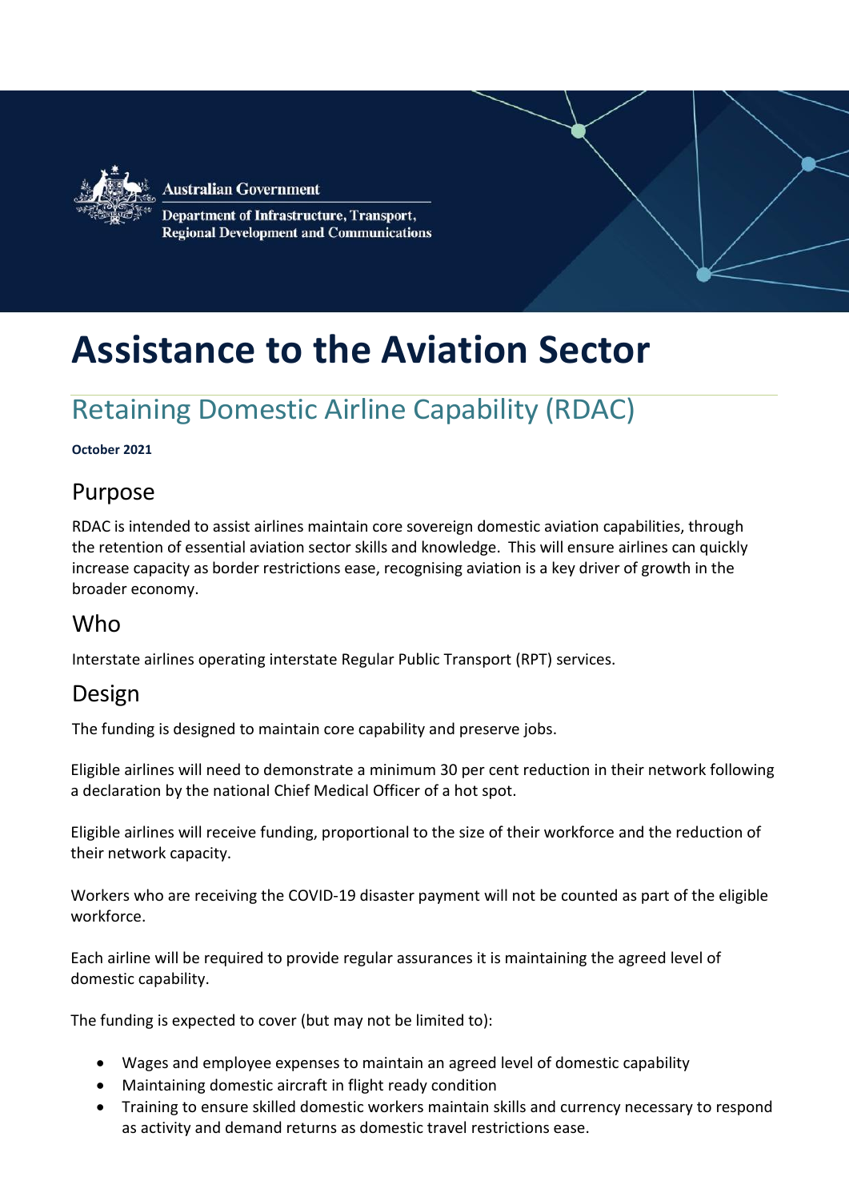Australian Government

Department of Infrastructure, Transport, Regional Development and Communications

# Assistance to the Aviation Sector

## Retaining Domestic Airline Capability (RDAC)

**October 2021**

### Purpose

RDAC is intended to assist airlines maintain core sovereign domestic aviation capabilities, through the retention of essential aviation sector skills and knowledge. This will ensure airlines can quickly increase capacity as border restrictions ease, recognising aviation is a key driver of growth in the broader economy.

### Who

Interstate airlines operating interstate Regular Public Transport (RPT) services.

### Design

The funding is designed to maintain core capability and preserve jobs.

Eligible airlines will need to demonstrate a minimum 30 per cent reduction in their network following a declaration by the national Chief Medical Officer of a hot spot.

Eligible airlines will receive funding, proportional to the size of their workforce and the reduction of their network capacity.

Workers who are receiving the COVID-19 disaster payment will not be counted as part of the eligible workforce.

Each airline will be required to provide regular assurances it is maintaining the agreed level of domestic capability.

The funding is expected to cover (but may not be limited to):

- Wages and employee expenses to maintain an agreed level of domestic capability
- Maintaining domestic aircraft in flight ready condition
- Training to ensure skilled domestic workers maintain skills and currency necessary to respond as activity and demand returns as domestic travel restrictions ease.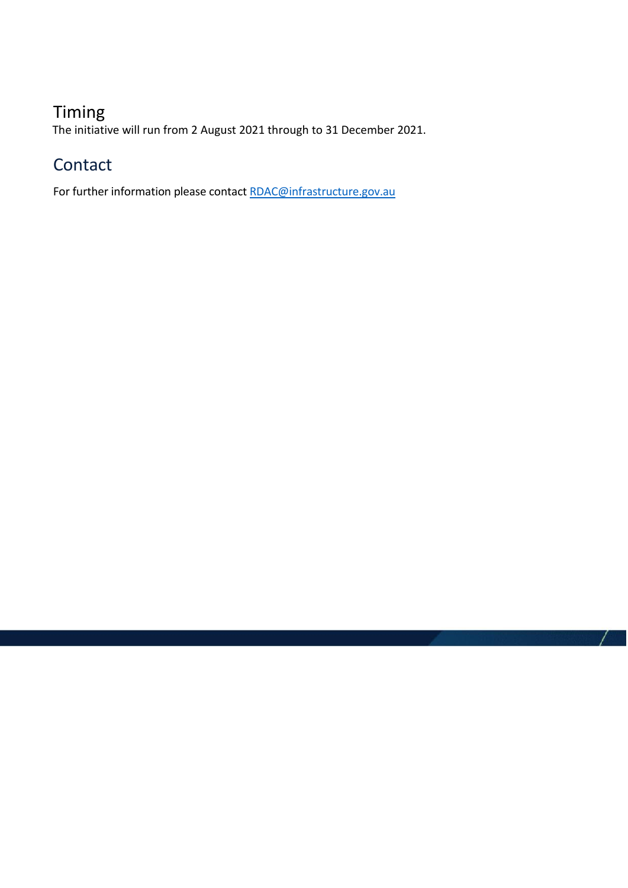## Timing

The initiative will run from 2 August 2021 through to 31 December 2021.

## Contact

For further information please contact RDAC@infrastructure.gov.au